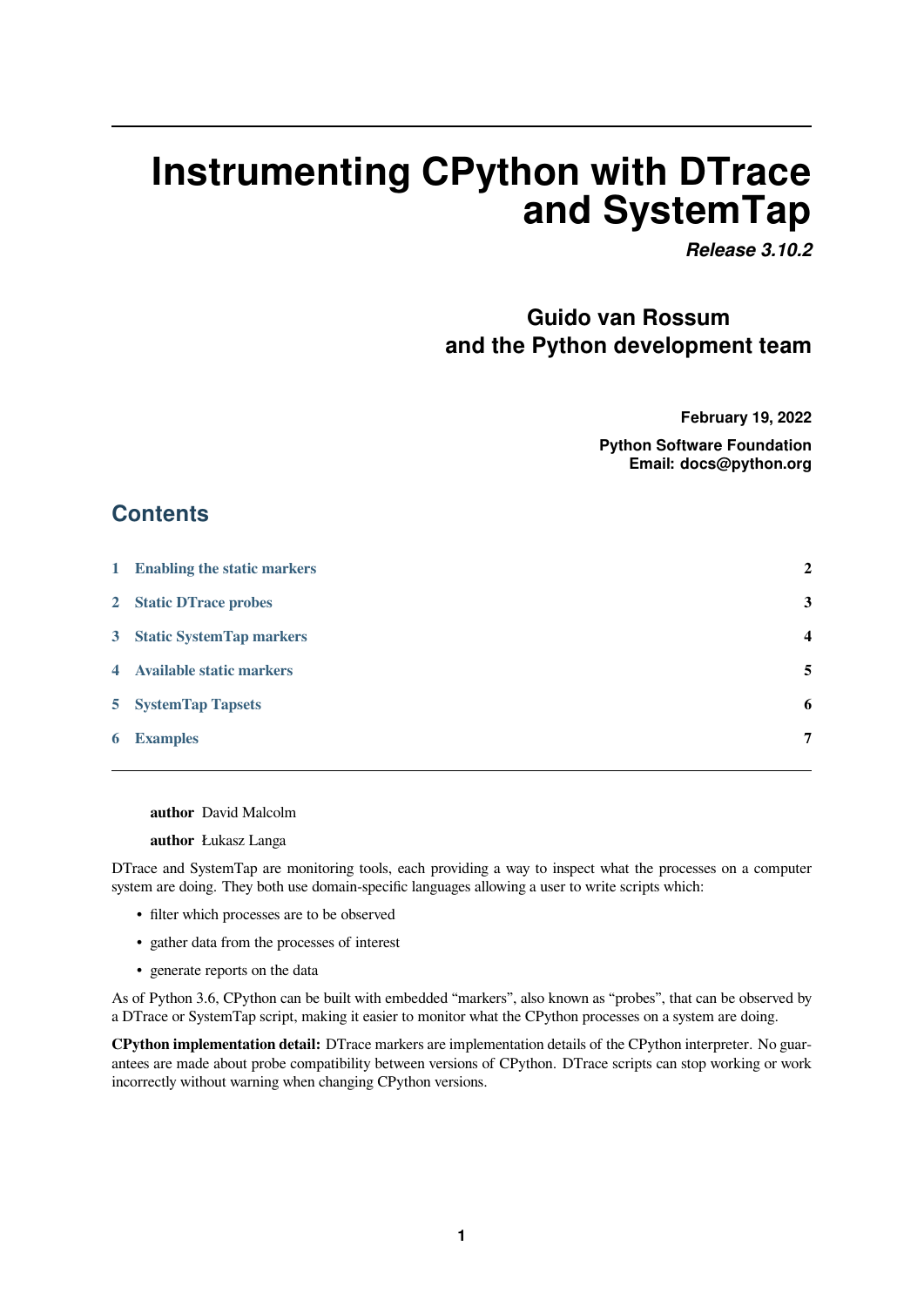# Instrumenting CPython with DTrace and SystemTap

***Release 3.10.2***

**Guido van Rossum and the Python development team**

**February 19, 2022**

**Python Software Foundation**
**Email: docs@python.org**

## Contents

| | | |
|---|---|---|
| 1 | Enabling the static markers | 2 |
| 2 | Static DTrace probes | 3 |
| 3 | Static SystemTap markers | 4 |
| 4 | Available static markers | 5 |
| 5 | SystemTap Tapsets | 6 |
| 6 | Examples | 7 |

**author** David Malcolm

**author** Łukasz Langa

DTrace and SystemTap are monitoring tools, each providing a way to inspect what the processes on a computer system are doing. They both use domain-specific languages allowing a user to write scripts which:

- filter which processes are to be observed
- gather data from the processes of interest
- generate reports on the data

As of Python 3.6, CPython can be built with embedded "markers", also known as "probes", that can be observed by a DTrace or SystemTap script, making it easier to monitor what the CPython processes on a system are doing.

**CPython implementation detail:** DTrace markers are implementation details of the CPython interpreter. No guarantees are made about probe compatibility between versions of CPython. DTrace scripts can stop working or work incorrectly without warning when changing CPython versions.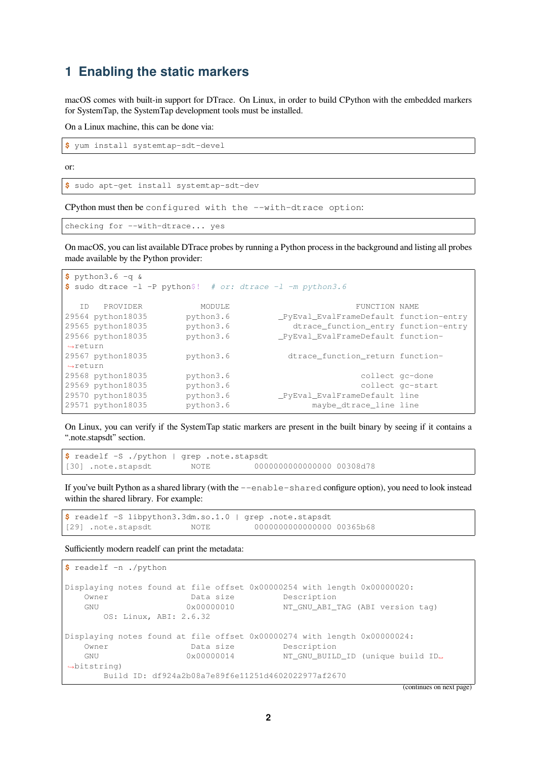# 1 Enabling the static markers

macOS comes with built-in support for DTrace. On Linux, in order to build CPython with the embedded markers for SystemTap, the SystemTap development tools must be installed.

On a Linux machine, this can be done via:

```
$ yum install systemtap-sdt-devel
```

or:

```
$ sudo apt-get install systemtap-sdt-dev
```

CPython must then be `configured with the --with-dtrace option`:

```
checking for --with-dtrace... yes
```

On macOS, you can list available DTrace probes by running a Python process in the background and listing all probes made available by the Python provider:

```
$ python3.6 -q &
$ sudo dtrace -l -P python$!  # or: dtrace -l -m python3.6

   ID   PROVIDER            MODULE                          FUNCTION NAME
29564 python18035        python3.6          _PyEval_EvalFrameDefault function-entry
29565 python18035        python3.6             dtrace_function_entry function-entry
29566 python18035        python3.6          _PyEval_EvalFrameDefault function-
↪return
29567 python18035        python3.6            dtrace_function_return function-
↪return
29568 python18035        python3.6                           collect gc-done
29569 python18035        python3.6                           collect gc-start
29570 python18035        python3.6          _PyEval_EvalFrameDefault line
29571 python18035        python3.6                 maybe_dtrace_line line
```

On Linux, you can verify if the SystemTap static markers are present in the built binary by seeing if it contains a ".note.stapsdt" section.

```
$ readelf -S ./python | grep .note.stapsdt
[30] .note.stapsdt        NOTE         0000000000000000 00308d78
```

If you've built Python as a shared library (with the `--enable-shared` configure option), you need to look instead within the shared library. For example:

```
$ readelf -S libpython3.3dm.so.1.0 | grep .note.stapsdt
[29] .note.stapsdt        NOTE         0000000000000000 00365b68
```

Sufficiently modern readelf can print the metadata:

```
$ readelf -n ./python

Displaying notes found at file offset 0x00000254 with length 0x00000020:
    Owner                 Data size          Description
    GNU                  0x00000010          NT_GNU_ABI_TAG (ABI version tag)
        OS: Linux, ABI: 2.6.32

Displaying notes found at file offset 0x00000274 with length 0x00000024:
    Owner                 Data size          Description
    GNU                  0x00000014          NT_GNU_BUILD_ID (unique build ID␣
↪bitstring)
        Build ID: df924a2b08a7e89f6e11251d4602022977af2670
```

(continues on next page)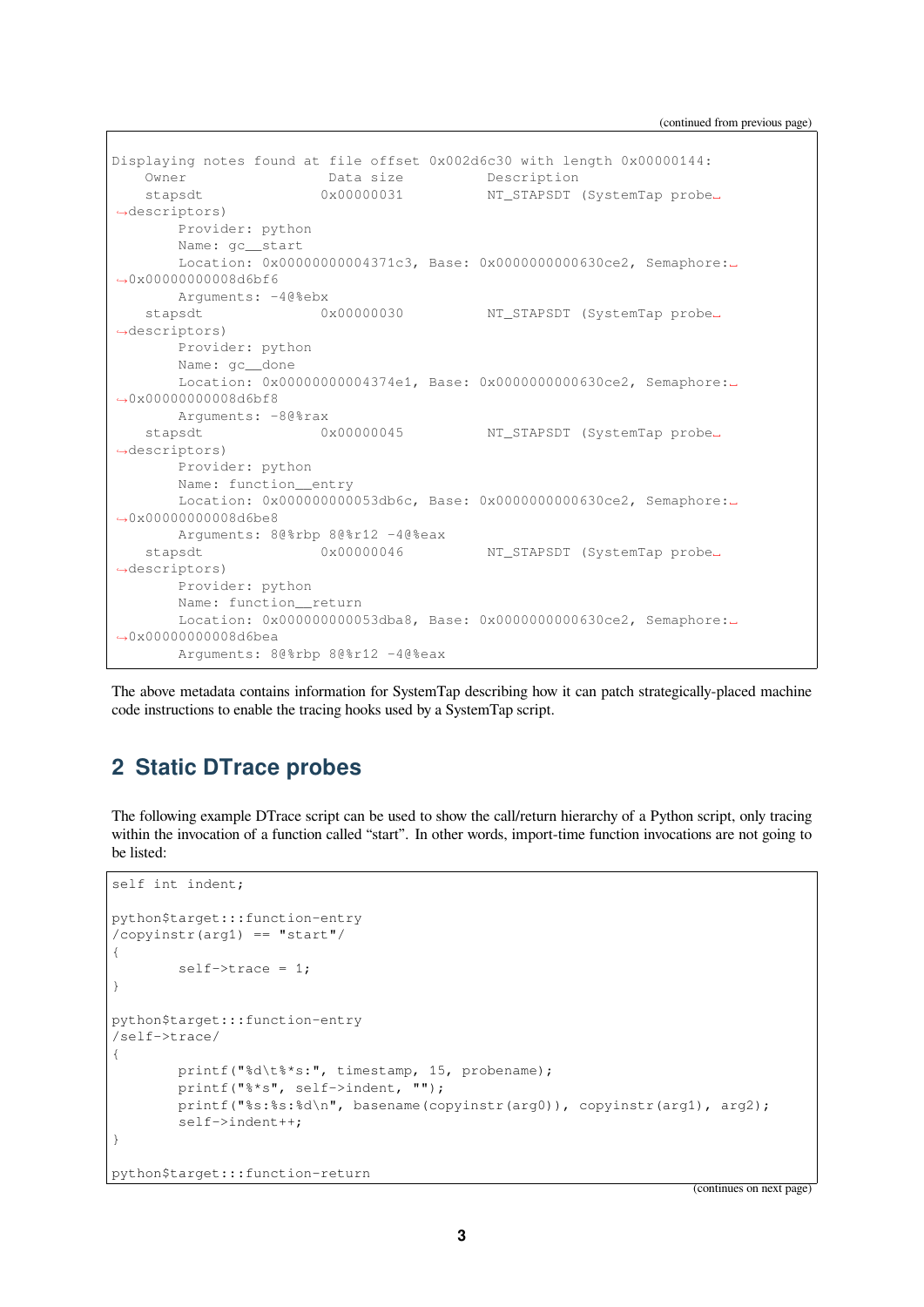```
Displaying notes found at file offset 0x002d6c30 with length 0x00000144:
    Owner                 Data size          Description
    stapsdt              0x00000031          NT_STAPSDT (SystemTap probe␣
↪descriptors)
        Provider: python
        Name: gc__start
        Location: 0x00000000004371c3, Base: 0x0000000000630ce2, Semaphore:␣
↪0x00000000008d6bf6
        Arguments: -4@%ebx
    stapsdt              0x00000030          NT_STAPSDT (SystemTap probe␣
↪descriptors)
        Provider: python
        Name: gc__done
        Location: 0x00000000004374e1, Base: 0x0000000000630ce2, Semaphore:␣
↪0x00000000008d6bf8
        Arguments: -8@%rax
    stapsdt              0x00000045          NT_STAPSDT (SystemTap probe␣
↪descriptors)
        Provider: python
        Name: function__entry
        Location: 0x000000000053db6c, Base: 0x0000000000630ce2, Semaphore:␣
↪0x00000000008d6be8
        Arguments: 8@%rbp 8@%r12 -4@%eax
    stapsdt              0x00000046          NT_STAPSDT (SystemTap probe␣
↪descriptors)
        Provider: python
        Name: function__return
        Location: 0x000000000053dba8, Base: 0x0000000000630ce2, Semaphore:␣
↪0x00000000008d6bea
        Arguments: 8@%rbp 8@%r12 -4@%eax
```

The above metadata contains information for SystemTap describing how it can patch strategically-placed machine code instructions to enable the tracing hooks used by a SystemTap script.

## 2 Static DTrace probes

The following example DTrace script can be used to show the call/return hierarchy of a Python script, only tracing within the invocation of a function called "start". In other words, import-time function invocations are not going to be listed:

```
self int indent;

python$target:::function-entry
/copyinstr(arg1) == "start"/
{
        self->trace = 1;
}

python$target:::function-entry
/self->trace/
{
        printf("%d\t%*s:", timestamp, 15, probename);
        printf("%*s", self->indent, "");
        printf("%s:%s:%d\n", basename(copyinstr(arg0)), copyinstr(arg1), arg2);
        self->indent++;
}

python$target:::function-return
```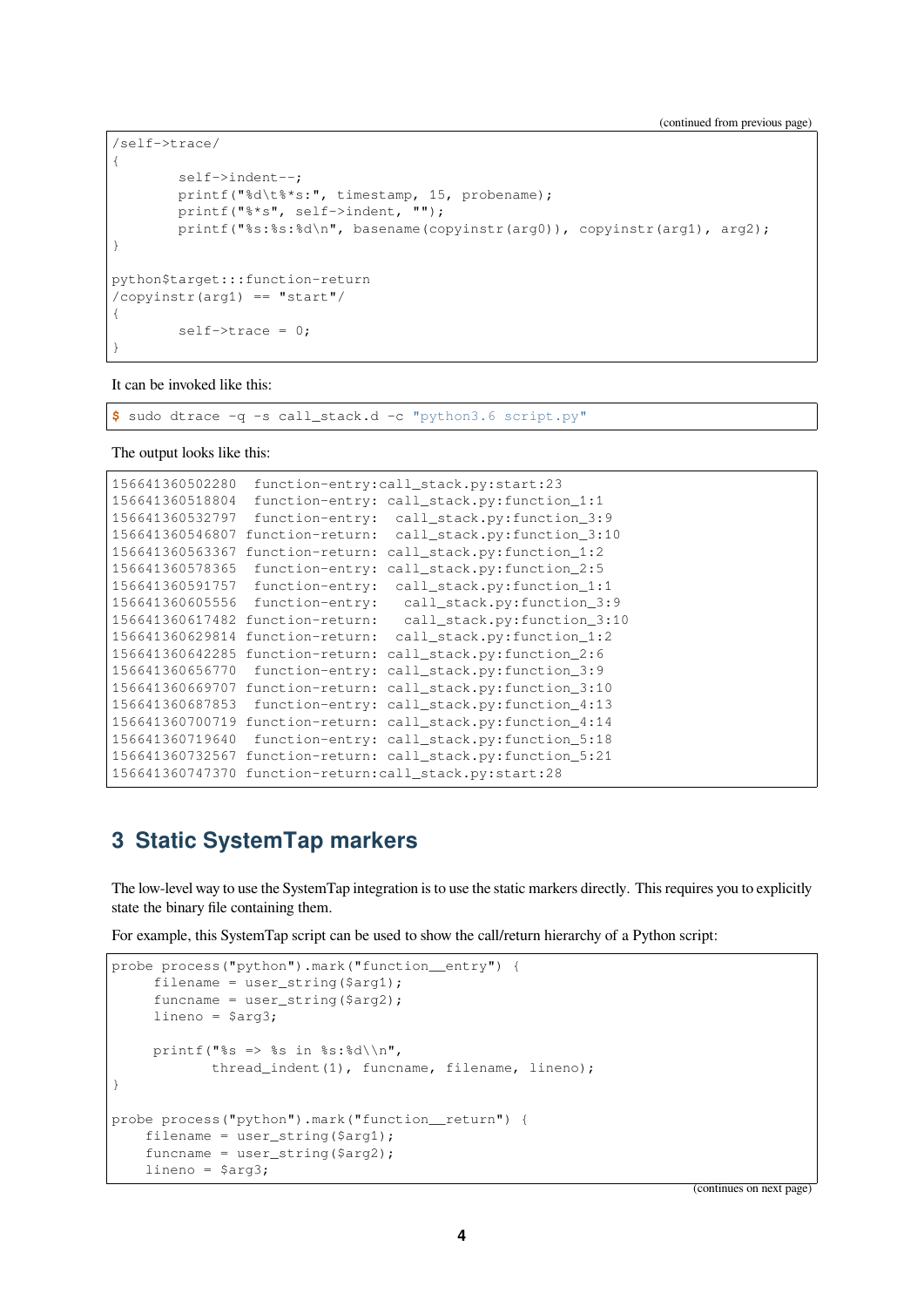(continued from previous page)

```
/self->trace/
{
        self->indent--;
        printf("%d\t%*s:", timestamp, 15, probename);
        printf("%*s", self->indent, "");
        printf("%s:%s:%d\n", basename(copyinstr(arg0)), copyinstr(arg1), arg2);
}

python$target:::function-return
/copyinstr(arg1) == "start"/
{
        self->trace = 0;
}
```

It can be invoked like this:

```
$ sudo dtrace -q -s call_stack.d -c "python3.6 script.py"
```

The output looks like this:

```
156641360502280  function-entry:call_stack.py:start:23
156641360518804  function-entry: call_stack.py:function_1:1
156641360532797  function-entry:  call_stack.py:function_3:9
156641360546807 function-return:  call_stack.py:function_3:10
156641360563367 function-return: call_stack.py:function_1:2
156641360578365  function-entry: call_stack.py:function_2:5
156641360591757  function-entry:  call_stack.py:function_1:1
156641360605556  function-entry:   call_stack.py:function_3:9
156641360617482 function-return:   call_stack.py:function_3:10
156641360629814 function-return:  call_stack.py:function_1:2
156641360642285 function-return: call_stack.py:function_2:6
156641360656770  function-entry: call_stack.py:function_3:9
156641360669707 function-return: call_stack.py:function_3:10
156641360687853  function-entry: call_stack.py:function_4:13
156641360700719 function-return: call_stack.py:function_4:14
156641360719640  function-entry: call_stack.py:function_5:18
156641360732567 function-return: call_stack.py:function_5:21
156641360747370 function-return:call_stack.py:start:28
```

## 3 Static SystemTap markers

The low-level way to use the SystemTap integration is to use the static markers directly. This requires you to explicitly state the binary file containing them.

For example, this SystemTap script can be used to show the call/return hierarchy of a Python script:

```
probe process("python").mark("function__entry") {
     filename = user_string($arg1);
     funcname = user_string($arg2);
     lineno = $arg3;

     printf("%s => %s in %s:%d\\n",
            thread_indent(1), funcname, filename, lineno);
}

probe process("python").mark("function__return") {
    filename = user_string($arg1);
    funcname = user_string($arg2);
    lineno = $arg3;
```

(continues on next page)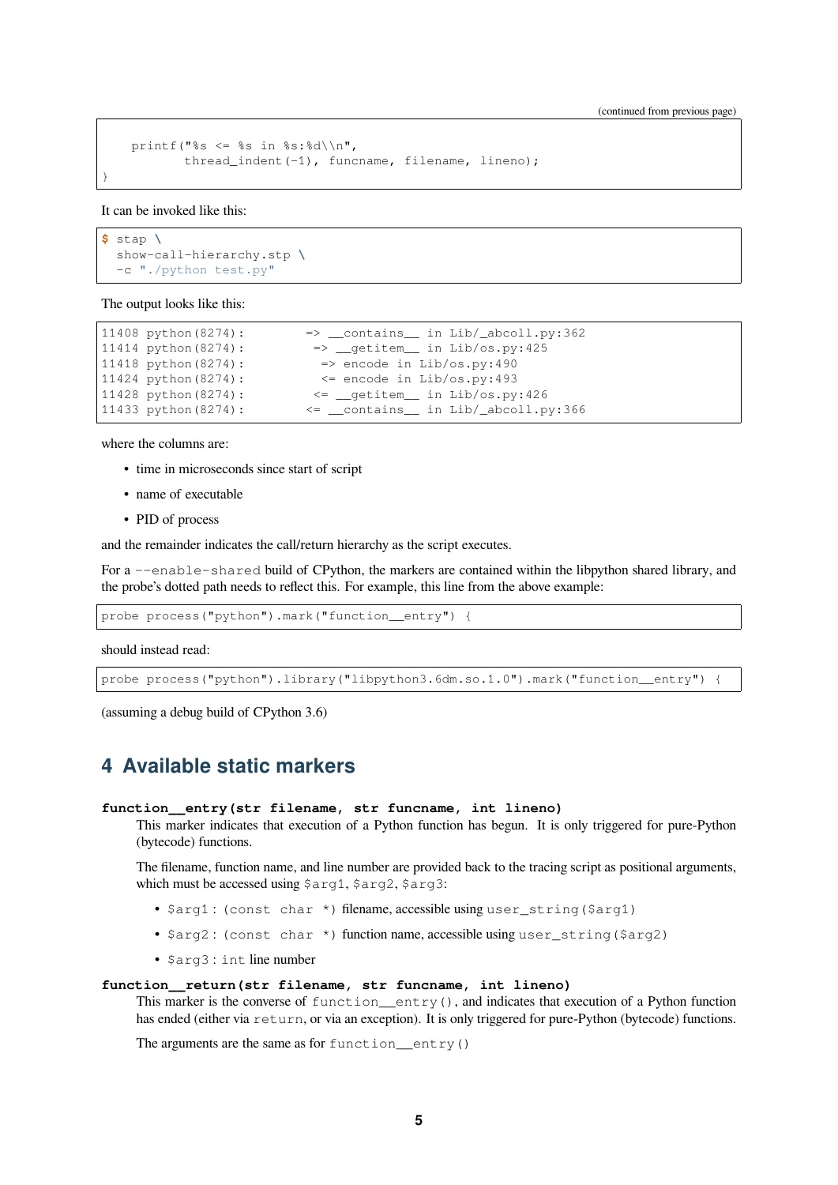(continued from previous page)

```
    printf("%s <= %s in %s:%d\\n",
           thread_indent(-1), funcname, filename, lineno);
}
```

It can be invoked like this:

```
$ stap \
  show-call-hierarchy.stp \
  -c "./python test.py"
```

The output looks like this:

```
11408 python(8274):        => __contains__ in Lib/_abcoll.py:362
11414 python(8274):         => __getitem__ in Lib/os.py:425
11418 python(8274):          => encode in Lib/os.py:490
11424 python(8274):          <= encode in Lib/os.py:493
11428 python(8274):         <= __getitem__ in Lib/os.py:426
11433 python(8274):        <= __contains__ in Lib/_abcoll.py:366
```

where the columns are:

- time in microseconds since start of script
- name of executable
- PID of process

and the remainder indicates the call/return hierarchy as the script executes.

For a `--enable-shared` build of CPython, the markers are contained within the libpython shared library, and the probe's dotted path needs to reflect this. For example, this line from the above example:

```
probe process("python").mark("function__entry") {
```

should instead read:

```
probe process("python").library("libpython3.6dm.so.1.0").mark("function__entry") {
```

(assuming a debug build of CPython 3.6)

# 4 Available static markers

**`function__entry(str filename, str funcname, int lineno)`**

This marker indicates that execution of a Python function has begun. It is only triggered for pure-Python (bytecode) functions.

The filename, function name, and line number are provided back to the tracing script as positional arguments, which must be accessed using `$arg1`, `$arg2`, `$arg3`:

- `$arg1` : `(const char *)` filename, accessible using `user_string($arg1)`
- `$arg2` : `(const char *)` function name, accessible using `user_string($arg2)`
- `$arg3` : `int` line number

**`function__return(str filename, str funcname, int lineno)`**

This marker is the converse of `function__entry()`, and indicates that execution of a Python function has ended (either via `return`, or via an exception). It is only triggered for pure-Python (bytecode) functions.

The arguments are the same as for `function__entry()`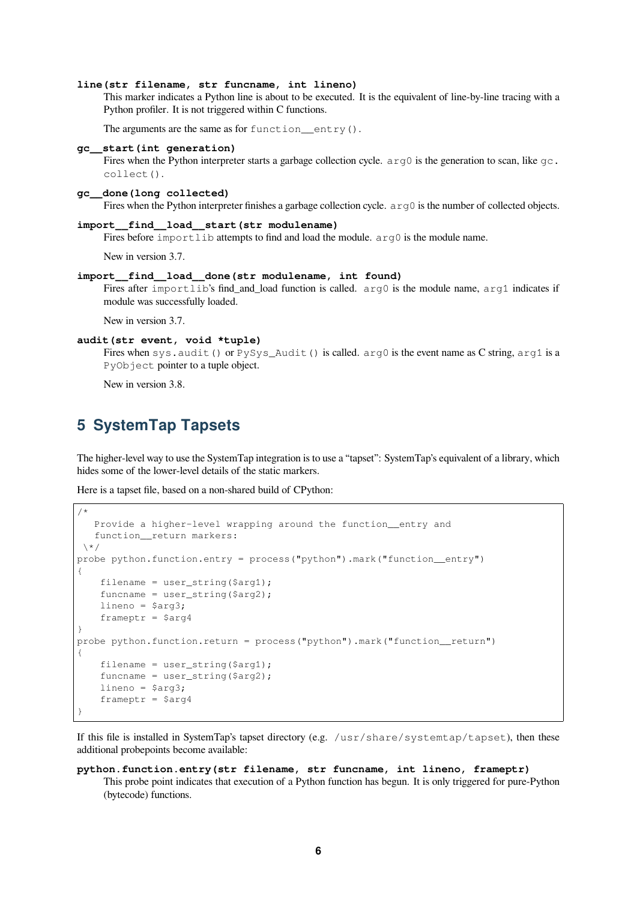**line(str filename, str funcname, int lineno)**

This marker indicates a Python line is about to be executed. It is the equivalent of line-by-line tracing with a Python profiler. It is not triggered within C functions.

The arguments are the same as for `function__entry()`.

**gc__start(int generation)**

Fires when the Python interpreter starts a garbage collection cycle. `arg0` is the generation to scan, like `gc.collect()`.

**gc__done(long collected)**

Fires when the Python interpreter finishes a garbage collection cycle. `arg0` is the number of collected objects.

**import__find__load__start(str modulename)**

Fires before `importlib` attempts to find and load the module. `arg0` is the module name.

New in version 3.7.

**import__find__load__done(str modulename, int found)**

Fires after `importlib`'s find_and_load function is called. `arg0` is the module name, `arg1` indicates if module was successfully loaded.

New in version 3.7.

**audit(str event, void *tuple)**

Fires when `sys.audit()` or `PySys_Audit()` is called. `arg0` is the event name as C string, `arg1` is a `PyObject` pointer to a tuple object.

New in version 3.8.

## 5 SystemTap Tapsets

The higher-level way to use the SystemTap integration is to use a "tapset": SystemTap's equivalent of a library, which hides some of the lower-level details of the static markers.

Here is a tapset file, based on a non-shared build of CPython:

```
/*
   Provide a higher-level wrapping around the function__entry and
   function__return markers:
 \*/
probe python.function.entry = process("python").mark("function__entry")
{
    filename = user_string($arg1);
    funcname = user_string($arg2);
    lineno = $arg3;
    frameptr = $arg4
}
probe python.function.return = process("python").mark("function__return")
{
    filename = user_string($arg1);
    funcname = user_string($arg2);
    lineno = $arg3;
    frameptr = $arg4
}
```

If this file is installed in SystemTap's tapset directory (e.g. `/usr/share/systemtap/tapset`), then these additional probepoints become available:

**python.function.entry(str filename, str funcname, int lineno, frameptr)**

This probe point indicates that execution of a Python function has begun. It is only triggered for pure-Python (bytecode) functions.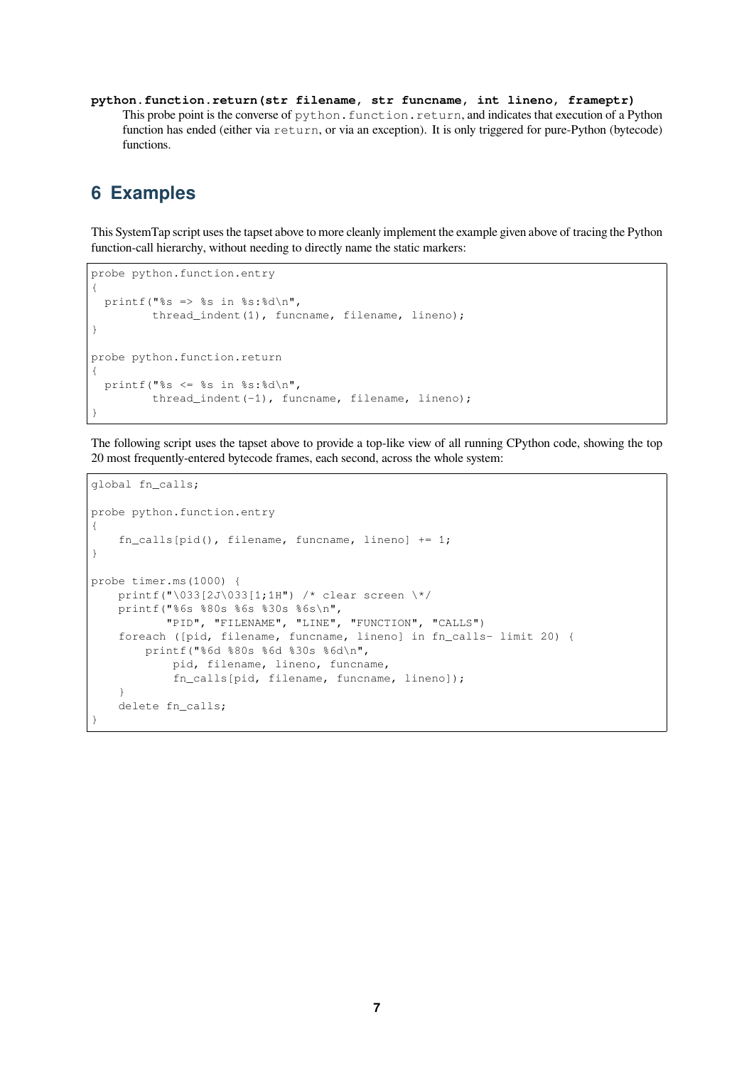**python.function.return(str filename, str funcname, int lineno, frameptr)**

This probe point is the converse of `python.function.return`, and indicates that execution of a Python function has ended (either via `return`, or via an exception). It is only triggered for pure-Python (bytecode) functions.

## 6 Examples

This SystemTap script uses the tapset above to more cleanly implement the example given above of tracing the Python function-call hierarchy, without needing to directly name the static markers:

```
probe python.function.entry
{
  printf("%s => %s in %s:%d\n",
         thread_indent(1), funcname, filename, lineno);
}

probe python.function.return
{
  printf("%s <= %s in %s:%d\n",
         thread_indent(-1), funcname, filename, lineno);
}
```

The following script uses the tapset above to provide a top-like view of all running CPython code, showing the top 20 most frequently-entered bytecode frames, each second, across the whole system:

```
global fn_calls;

probe python.function.entry
{
    fn_calls[pid(), filename, funcname, lineno] += 1;
}

probe timer.ms(1000) {
    printf("\033[2J\033[1;1H") /* clear screen \*/
    printf("%6s %80s %6s %30s %6s\n",
           "PID", "FILENAME", "LINE", "FUNCTION", "CALLS")
    foreach ([pid, filename, funcname, lineno] in fn_calls- limit 20) {
        printf("%6d %80s %6d %30s %6d\n",
            pid, filename, lineno, funcname,
            fn_calls[pid, filename, funcname, lineno]);
    }
    delete fn_calls;
}
```